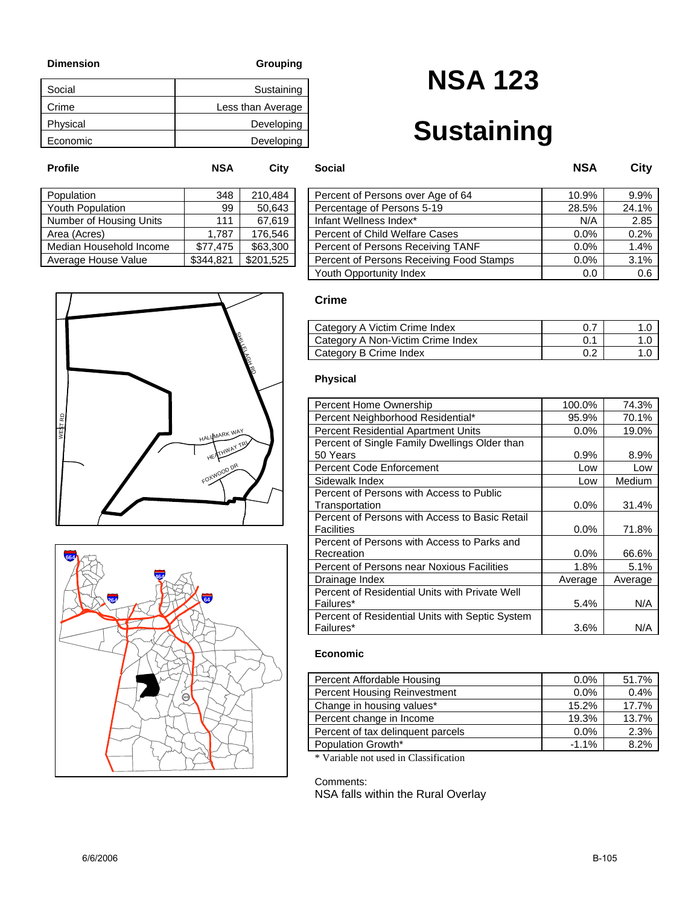| Dimension | Grouping |
|---|---|
| Social | Sustaining |
| Crime | Less than Average |
| Physical | Developing |
| Economic | Developing |

# NSA 123

# Sustaining

| Profile | NSA | City |
|---|---|---|
| Population | 348 | 210,484 |
| Youth Population | 99 | 50,643 |
| Number of Housing Units | 111 | 67,619 |
| Area (Acres) | 1,787 | 176,546 |
| Median Household Income | $77,475 | $63,300 |
| Average House Value | $344,821 | $201,525 |

| Social | NSA | City |
|---|---|---|
| Percent of Persons over Age of 64 | 10.9% | 9.9% |
| Percentage of Persons 5-19 | 28.5% | 24.1% |
| Infant Wellness Index* | N/A | 2.85 |
| Percent of Child Welfare Cases | 0.0% | 0.2% |
| Percent of Persons Receiving TANF | 0.0% | 1.4% |
| Percent of Persons Receiving Food Stamps | 0.0% | 3.1% |
| Youth Opportunity Index | 0.0 | 0.6 |

### Crime

| Crime | NSA | City |
|---|---|---|
| Category A Victim Crime Index | 0.7 | 1.0 |
| Category A Non-Victim Crime Index | 0.1 | 1.0 |
| Category B Crime Index | 0.2 | 1.0 |

### Physical

| Physical | NSA | City |
|---|---|---|
| Percent Home Ownership | 100.0% | 74.3% |
| Percent Neighborhood Residential* | 95.9% | 70.1% |
| Percent Residential Apartment Units | 0.0% | 19.0% |
| Percent of Single Family Dwellings Older than 50 Years | 0.9% | 8.9% |
| Percent Code Enforcement | Low | Low |
| Sidewalk Index | Low | Medium |
| Percent of Persons with Access to Public Transportation | 0.0% | 31.4% |
| Percent of Persons with Access to Basic Retail Facilities | 0.0% | 71.8% |
| Percent of Persons with Access to Parks and Recreation | 0.0% | 66.6% |
| Percent of Persons near Noxious Facilities | 1.8% | 5.1% |
| Drainage Index | Average | Average |
| Percent of Residential Units with Private Well Failures* | 5.4% | N/A |
| Percent of Residential Units with Septic System Failures* | 3.6% | N/A |

### Economic

| Economic | NSA | City |
|---|---|---|
| Percent Affordable Housing | 0.0% | 51.7% |
| Percent Housing Reinvestment | 0.0% | 0.4% |
| Change in housing values* | 15.2% | 17.7% |
| Percent change in Income | 19.3% | 13.7% |
| Percent of tax delinquent parcels | 0.0% | 2.3% |
| Population Growth* | -1.1% | 8.2% |

* Variable not used in Classification

Comments:
NSA falls within the Rural Overlay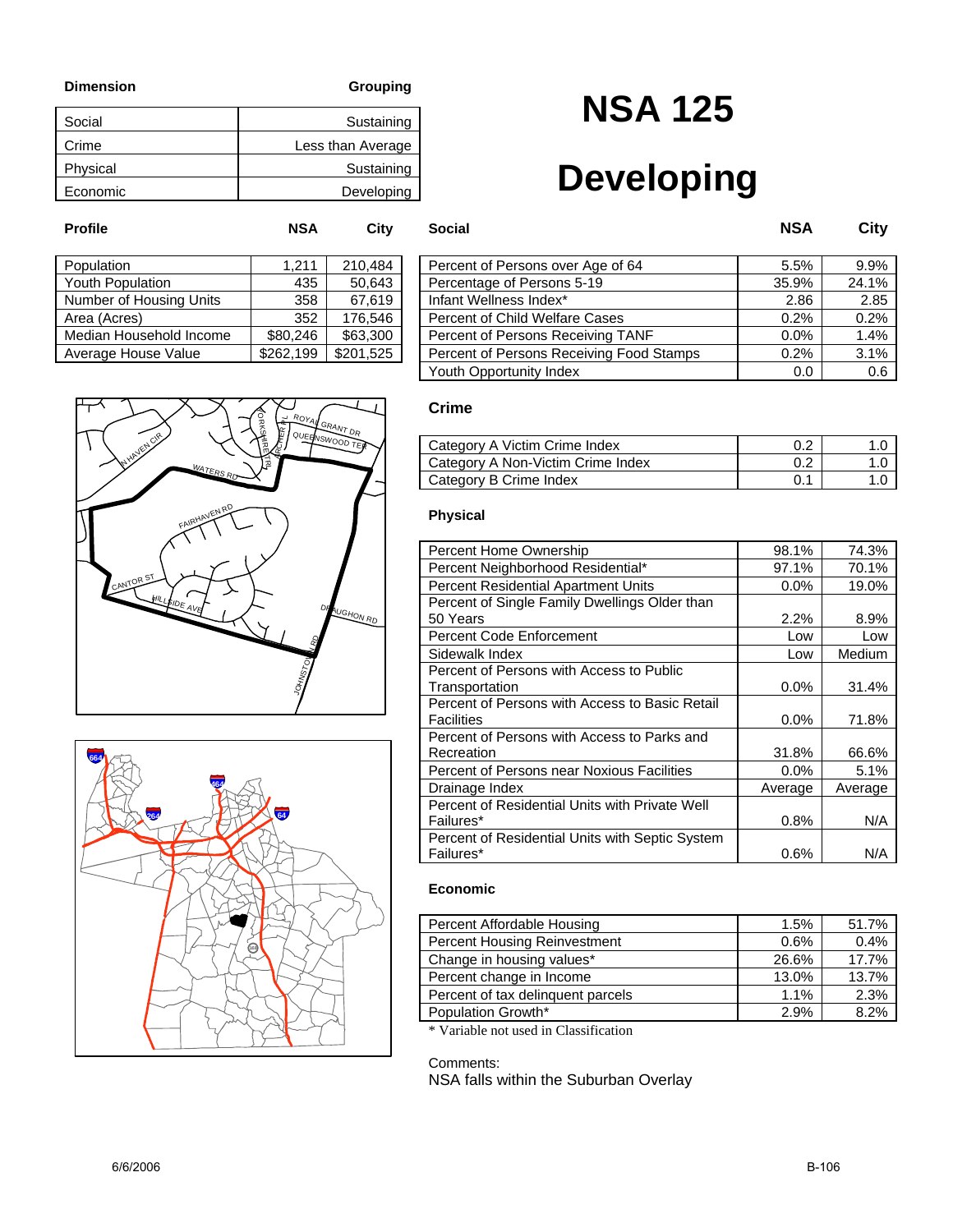# NSA 125

# Developing

| Dimension | Grouping |
|---|---|
| Social | Sustaining |
| Crime | Less than Average |
| Physical | Sustaining |
| Economic | Developing |

| Profile | NSA | City |
|---|---|---|
| Population | 1,211 | 210,484 |
| Youth Population | 435 | 50,643 |
| Number of Housing Units | 358 | 67,619 |
| Area (Acres) | 352 | 176,546 |
| Median Household Income | $80,246 | $63,300 |
| Average House Value | $262,199 | $201,525 |

| Social | NSA | City |
|---|---|---|
| Percent of Persons over Age of 64 | 5.5% | 9.9% |
| Percentage of Persons 5-19 | 35.9% | 24.1% |
| Infant Wellness Index* | 2.86 | 2.85 |
| Percent of Child Welfare Cases | 0.2% | 0.2% |
| Percent of Persons Receiving TANF | 0.0% | 1.4% |
| Percent of Persons Receiving Food Stamps | 0.2% | 3.1% |
| Youth Opportunity Index | 0.0 | 0.6 |

### Crime

| Crime | NSA | City |
|---|---|---|
| Category A Victim Crime Index | 0.2 | 1.0 |
| Category A Non-Victim Crime Index | 0.2 | 1.0 |
| Category B Crime Index | 0.1 | 1.0 |

### Physical

| Physical | NSA | City |
|---|---|---|
| Percent Home Ownership | 98.1% | 74.3% |
| Percent Neighborhood Residential* | 97.1% | 70.1% |
| Percent Residential Apartment Units | 0.0% | 19.0% |
| Percent of Single Family Dwellings Older than 50 Years | 2.2% | 8.9% |
| Percent Code Enforcement | Low | Low |
| Sidewalk Index | Low | Medium |
| Percent of Persons with Access to Public Transportation | 0.0% | 31.4% |
| Percent of Persons with Access to Basic Retail Facilities | 0.0% | 71.8% |
| Percent of Persons with Access to Parks and Recreation | 31.8% | 66.6% |
| Percent of Persons near Noxious Facilities | 0.0% | 5.1% |
| Drainage Index | Average | Average |
| Percent of Residential Units with Private Well Failures* | 0.8% | N/A |
| Percent of Residential Units with Septic System Failures* | 0.6% | N/A |

### Economic

| Economic | NSA | City |
|---|---|---|
| Percent Affordable Housing | 1.5% | 51.7% |
| Percent Housing Reinvestment | 0.6% | 0.4% |
| Change in housing values* | 26.6% | 17.7% |
| Percent change in Income | 13.0% | 13.7% |
| Percent of tax delinquent parcels | 1.1% | 2.3% |
| Population Growth* | 2.9% | 8.2% |

* Variable not used in Classification

Comments:
NSA falls within the Suburban Overlay

6/6/2006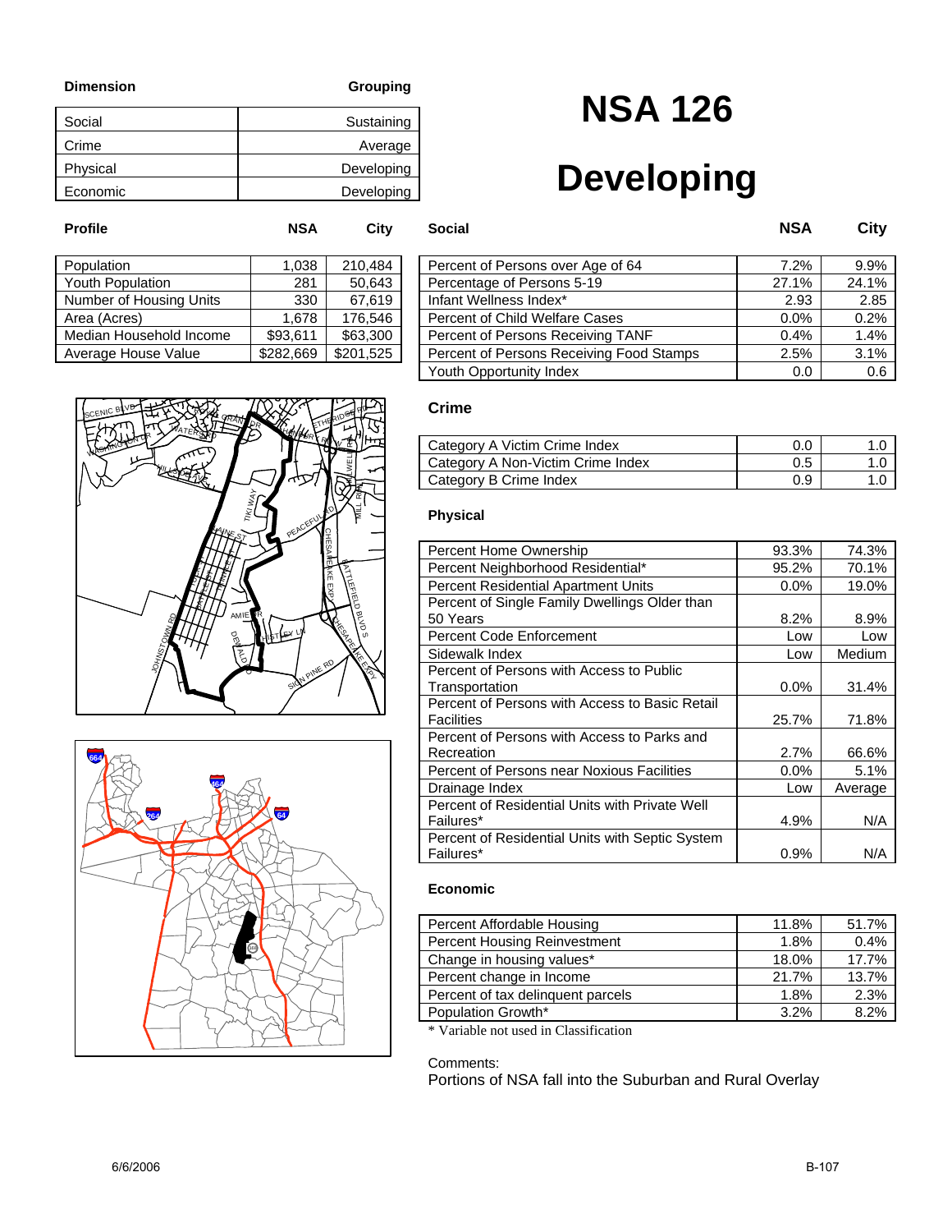# NSA 126

# Developing

| Dimension | Grouping |
|---|---|
| Social | Sustaining |
| Crime | Average |
| Physical | Developing |
| Economic | Developing |

| Profile | NSA | City |
|---|---|---|
| Population | 1,038 | 210,484 |
| Youth Population | 281 | 50,643 |
| Number of Housing Units | 330 | 67,619 |
| Area (Acres) | 1,678 | 176,546 |
| Median Household Income | $93,611 | $63,300 |
| Average House Value | $282,669 | $201,525 |

| Social | NSA | City |
|---|---|---|
| Percent of Persons over Age of 64 | 7.2% | 9.9% |
| Percentage of Persons 5-19 | 27.1% | 24.1% |
| Infant Wellness Index* | 2.93 | 2.85 |
| Percent of Child Welfare Cases | 0.0% | 0.2% |
| Percent of Persons Receiving TANF | 0.4% | 1.4% |
| Percent of Persons Receiving Food Stamps | 2.5% | 3.1% |
| Youth Opportunity Index | 0.0 | 0.6 |

### Crime

| Crime | NSA | City |
|---|---|---|
| Category A Victim Crime Index | 0.0 | 1.0 |
| Category A Non-Victim Crime Index | 0.5 | 1.0 |
| Category B Crime Index | 0.9 | 1.0 |

### Physical

| Physical | NSA | City |
|---|---|---|
| Percent Home Ownership | 93.3% | 74.3% |
| Percent Neighborhood Residential* | 95.2% | 70.1% |
| Percent Residential Apartment Units | 0.0% | 19.0% |
| Percent of Single Family Dwellings Older than 50 Years | 8.2% | 8.9% |
| Percent Code Enforcement | Low | Low |
| Sidewalk Index | Low | Medium |
| Percent of Persons with Access to Public Transportation | 0.0% | 31.4% |
| Percent of Persons with Access to Basic Retail Facilities | 25.7% | 71.8% |
| Percent of Persons with Access to Parks and Recreation | 2.7% | 66.6% |
| Percent of Persons near Noxious Facilities | 0.0% | 5.1% |
| Drainage Index | Low | Average |
| Percent of Residential Units with Private Well Failures* | 4.9% | N/A |
| Percent of Residential Units with Septic System Failures* | 0.9% | N/A |

### Economic

| Economic | NSA | City |
|---|---|---|
| Percent Affordable Housing | 11.8% | 51.7% |
| Percent Housing Reinvestment | 1.8% | 0.4% |
| Change in housing values* | 18.0% | 17.7% |
| Percent change in Income | 21.7% | 13.7% |
| Percent of tax delinquent parcels | 1.8% | 2.3% |
| Population Growth* | 3.2% | 8.2% |

\* Variable not used in Classification

Comments:
Portions of NSA fall into the Suburban and Rural Overlay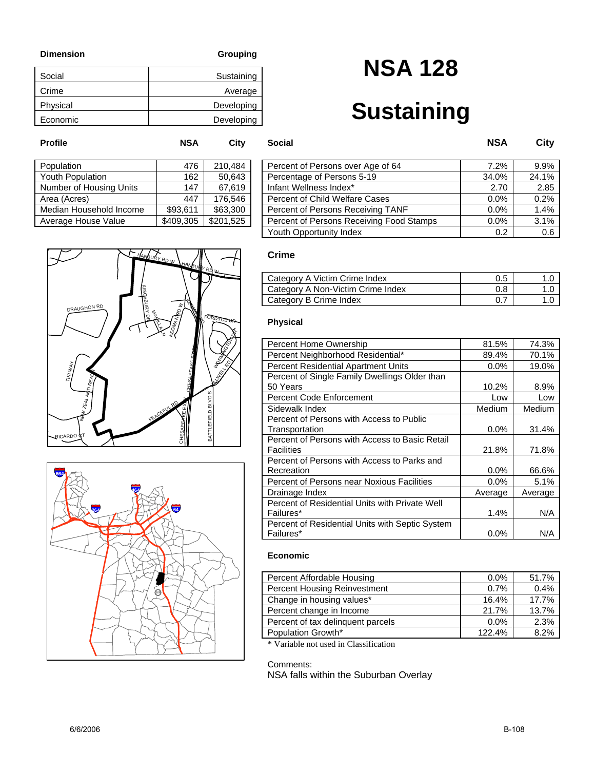| Dimension | Grouping |
|---|---|
| Social | Sustaining |
| Crime | Average |
| Physical | Developing |
| Economic | Developing |

# NSA 128

# Sustaining

| Profile | NSA | City |
|---|---|---|
| Population | 476 | 210,484 |
| Youth Population | 162 | 50,643 |
| Number of Housing Units | 147 | 67,619 |
| Area (Acres) | 447 | 176,546 |
| Median Household Income | $93,611 | $63,300 |
| Average House Value | $409,305 | $201,525 |

| Social | NSA | City |
|---|---|---|
| Percent of Persons over Age of 64 | 7.2% | 9.9% |
| Percentage of Persons 5-19 | 34.0% | 24.1% |
| Infant Wellness Index* | 2.70 | 2.85 |
| Percent of Child Welfare Cases | 0.0% | 0.2% |
| Percent of Persons Receiving TANF | 0.0% | 1.4% |
| Percent of Persons Receiving Food Stamps | 0.0% | 3.1% |
| Youth Opportunity Index | 0.2 | 0.6 |

### Crime

| Crime | NSA | City |
|---|---|---|
| Category A Victim Crime Index | 0.5 | 1.0 |
| Category A Non-Victim Crime Index | 0.8 | 1.0 |
| Category B Crime Index | 0.7 | 1.0 |

### Physical

| Physical | NSA | City |
|---|---|---|
| Percent Home Ownership | 81.5% | 74.3% |
| Percent Neighborhood Residential* | 89.4% | 70.1% |
| Percent Residential Apartment Units | 0.0% | 19.0% |
| Percent of Single Family Dwellings Older than 50 Years | 10.2% | 8.9% |
| Percent Code Enforcement | Low | Low |
| Sidewalk Index | Medium | Medium |
| Percent of Persons with Access to Public Transportation | 0.0% | 31.4% |
| Percent of Persons with Access to Basic Retail Facilities | 21.8% | 71.8% |
| Percent of Persons with Access to Parks and Recreation | 0.0% | 66.6% |
| Percent of Persons near Noxious Facilities | 0.0% | 5.1% |
| Drainage Index | Average | Average |
| Percent of Residential Units with Private Well Failures* | 1.4% | N/A |
| Percent of Residential Units with Septic System Failures* | 0.0% | N/A |

### Economic

| Economic | NSA | City |
|---|---|---|
| Percent Affordable Housing | 0.0% | 51.7% |
| Percent Housing Reinvestment | 0.7% | 0.4% |
| Change in housing values* | 16.4% | 17.7% |
| Percent change in Income | 21.7% | 13.7% |
| Percent of tax delinquent parcels | 0.0% | 2.3% |
| Population Growth* | 122.4% | 8.2% |

\* Variable not used in Classification

Comments:
NSA falls within the Suburban Overlay

6/6/2006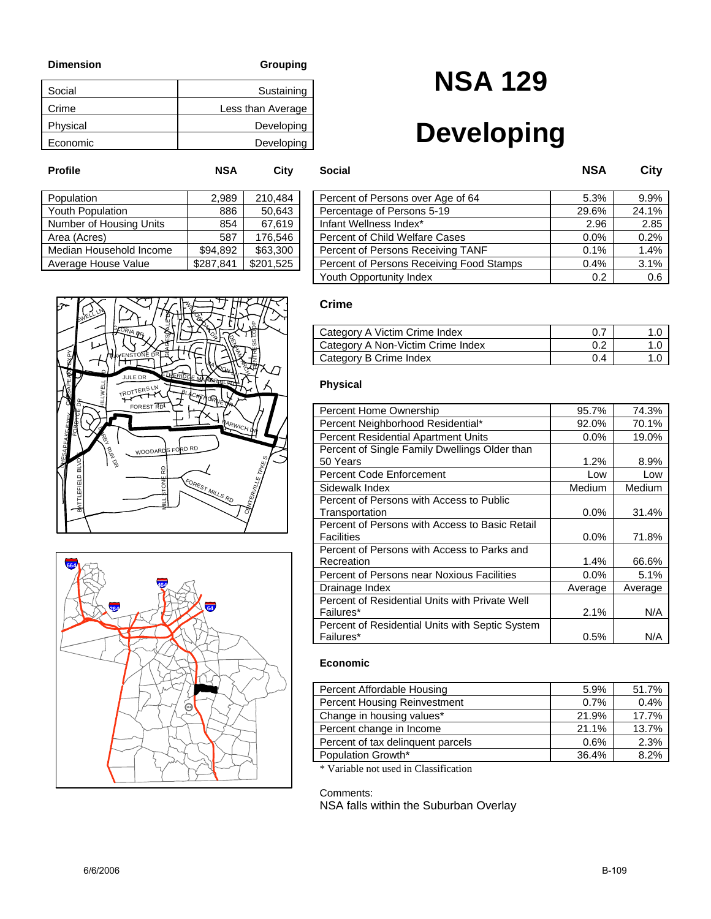# NSA 129

# Developing

| Dimension | Grouping |
|---|---|
| Social | Sustaining |
| Crime | Less than Average |
| Physical | Developing |
| Economic | Developing |

| Profile | NSA | City |
|---|---|---|
| Population | 2,989 | 210,484 |
| Youth Population | 886 | 50,643 |
| Number of Housing Units | 854 | 67,619 |
| Area (Acres) | 587 | 176,546 |
| Median Household Income | $94,892 | $63,300 |
| Average House Value | $287,841 | $201,525 |

| Social | NSA | City |
|---|---|---|
| Percent of Persons over Age of 64 | 5.3% | 9.9% |
| Percentage of Persons 5-19 | 29.6% | 24.1% |
| Infant Wellness Index* | 2.96 | 2.85 |
| Percent of Child Welfare Cases | 0.0% | 0.2% |
| Percent of Persons Receiving TANF | 0.1% | 1.4% |
| Percent of Persons Receiving Food Stamps | 0.4% | 3.1% |
| Youth Opportunity Index | 0.2 | 0.6 |

### Crime

| Crime | NSA | City |
|---|---|---|
| Category A Victim Crime Index | 0.7 | 1.0 |
| Category A Non-Victim Crime Index | 0.2 | 1.0 |
| Category B Crime Index | 0.4 | 1.0 |

### Physical

| Physical | NSA | City |
|---|---|---|
| Percent Home Ownership | 95.7% | 74.3% |
| Percent Neighborhood Residential* | 92.0% | 70.1% |
| Percent Residential Apartment Units | 0.0% | 19.0% |
| Percent of Single Family Dwellings Older than 50 Years | 1.2% | 8.9% |
| Percent Code Enforcement | Low | Low |
| Sidewalk Index | Medium | Medium |
| Percent of Persons with Access to Public Transportation | 0.0% | 31.4% |
| Percent of Persons with Access to Basic Retail Facilities | 0.0% | 71.8% |
| Percent of Persons with Access to Parks and Recreation | 1.4% | 66.6% |
| Percent of Persons near Noxious Facilities | 0.0% | 5.1% |
| Drainage Index | Average | Average |
| Percent of Residential Units with Private Well Failures* | 2.1% | N/A |
| Percent of Residential Units with Septic System Failures* | 0.5% | N/A |

### Economic

| Economic | NSA | City |
|---|---|---|
| Percent Affordable Housing | 5.9% | 51.7% |
| Percent Housing Reinvestment | 0.7% | 0.4% |
| Change in housing values* | 21.9% | 17.7% |
| Percent change in Income | 21.1% | 13.7% |
| Percent of tax delinquent parcels | 0.6% | 2.3% |
| Population Growth* | 36.4% | 8.2% |

\* Variable not used in Classification

Comments:
NSA falls within the Suburban Overlay

6/6/2006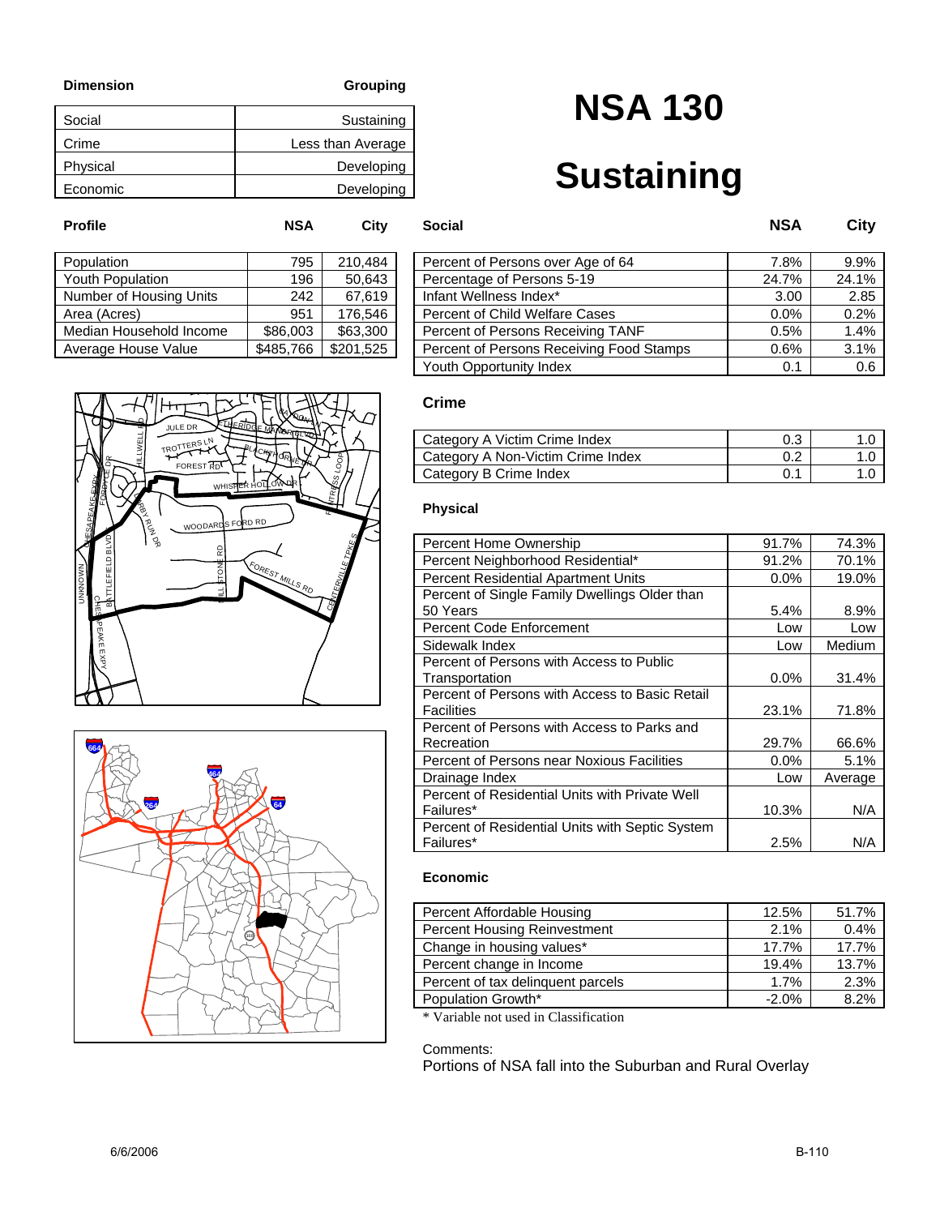# NSA 130

# Sustaining

| Dimension | Grouping |
|---|---|
| Social | Sustaining |
| Crime | Less than Average |
| Physical | Developing |
| Economic | Developing |

| Profile | NSA | City |
|---|---|---|
| Population | 795 | 210,484 |
| Youth Population | 196 | 50,643 |
| Number of Housing Units | 242 | 67,619 |
| Area (Acres) | 951 | 176,546 |
| Median Household Income | $86,003 | $63,300 |
| Average House Value | $485,766 | $201,525 |

| Social | NSA | City |
|---|---|---|
| Percent of Persons over Age of 64 | 7.8% | 9.9% |
| Percentage of Persons 5-19 | 24.7% | 24.1% |
| Infant Wellness Index* | 3.00 | 2.85 |
| Percent of Child Welfare Cases | 0.0% | 0.2% |
| Percent of Persons Receiving TANF | 0.5% | 1.4% |
| Percent of Persons Receiving Food Stamps | 0.6% | 3.1% |
| Youth Opportunity Index | 0.1 | 0.6 |

### Crime

| Crime | NSA | City |
|---|---|---|
| Category A Victim Crime Index | 0.3 | 1.0 |
| Category A Non-Victim Crime Index | 0.2 | 1.0 |
| Category B Crime Index | 0.1 | 1.0 |

### Physical

| Physical | NSA | City |
|---|---|---|
| Percent Home Ownership | 91.7% | 74.3% |
| Percent Neighborhood Residential* | 91.2% | 70.1% |
| Percent Residential Apartment Units | 0.0% | 19.0% |
| Percent of Single Family Dwellings Older than 50 Years | 5.4% | 8.9% |
| Percent Code Enforcement | Low | Low |
| Sidewalk Index | Low | Medium |
| Percent of Persons with Access to Public Transportation | 0.0% | 31.4% |
| Percent of Persons with Access to Basic Retail Facilities | 23.1% | 71.8% |
| Percent of Persons with Access to Parks and Recreation | 29.7% | 66.6% |
| Percent of Persons near Noxious Facilities | 0.0% | 5.1% |
| Drainage Index | Low | Average |
| Percent of Residential Units with Private Well Failures* | 10.3% | N/A |
| Percent of Residential Units with Septic System Failures* | 2.5% | N/A |

### Economic

| Economic | NSA | City |
|---|---|---|
| Percent Affordable Housing | 12.5% | 51.7% |
| Percent Housing Reinvestment | 2.1% | 0.4% |
| Change in housing values* | 17.7% | 17.7% |
| Percent change in Income | 19.4% | 13.7% |
| Percent of tax delinquent parcels | 1.7% | 2.3% |
| Population Growth* | -2.0% | 8.2% |

* Variable not used in Classification

Comments:
Portions of NSA fall into the Suburban and Rural Overlay

6/6/2006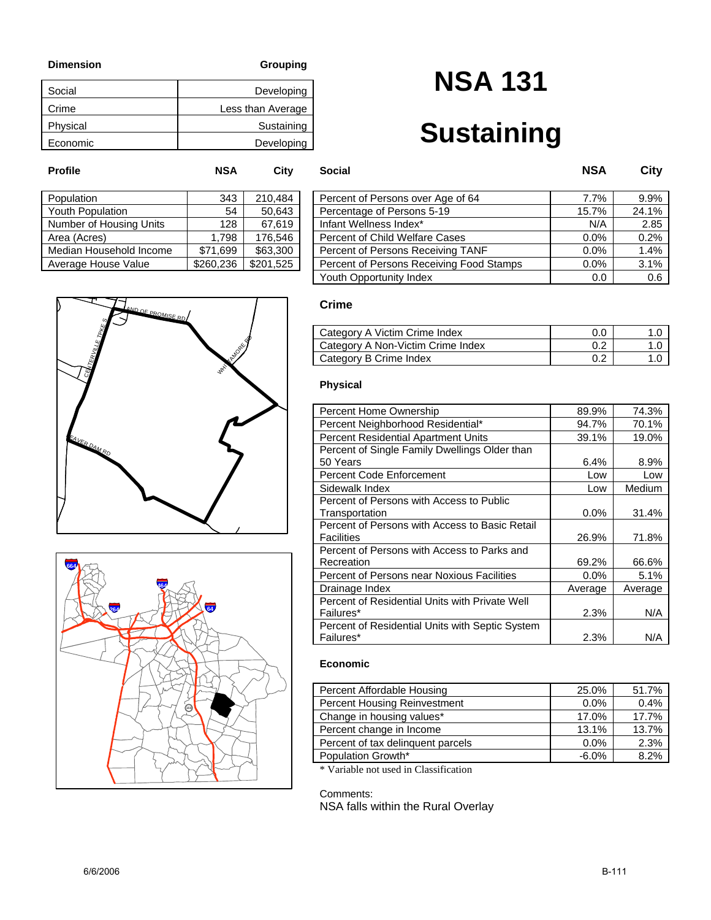# NSA 131

# Sustaining

| Dimension | Grouping |
|---|---|
| Social | Developing |
| Crime | Less than Average |
| Physical | Sustaining |
| Economic | Developing |

| Profile | NSA | City |
|---|---|---|
| Population | 343 | 210,484 |
| Youth Population | 54 | 50,643 |
| Number of Housing Units | 128 | 67,619 |
| Area (Acres) | 1,798 | 176,546 |
| Median Household Income | $71,699 | $63,300 |
| Average House Value | $260,236 | $201,525 |

| Social | NSA | City |
|---|---|---|
| Percent of Persons over Age of 64 | 7.7% | 9.9% |
| Percentage of Persons 5-19 | 15.7% | 24.1% |
| Infant Wellness Index* | N/A | 2.85 |
| Percent of Child Welfare Cases | 0.0% | 0.2% |
| Percent of Persons Receiving TANF | 0.0% | 1.4% |
| Percent of Persons Receiving Food Stamps | 0.0% | 3.1% |
| Youth Opportunity Index | 0.0 | 0.6 |

### Crime

| Crime | NSA | City |
|---|---|---|
| Category A Victim Crime Index | 0.0 | 1.0 |
| Category A Non-Victim Crime Index | 0.2 | 1.0 |
| Category B Crime Index | 0.2 | 1.0 |

### Physical

| Physical | NSA | City |
|---|---|---|
| Percent Home Ownership | 89.9% | 74.3% |
| Percent Neighborhood Residential* | 94.7% | 70.1% |
| Percent Residential Apartment Units | 39.1% | 19.0% |
| Percent of Single Family Dwellings Older than 50 Years | 6.4% | 8.9% |
| Percent Code Enforcement | Low | Low |
| Sidewalk Index | Low | Medium |
| Percent of Persons with Access to Public Transportation | 0.0% | 31.4% |
| Percent of Persons with Access to Basic Retail Facilities | 26.9% | 71.8% |
| Percent of Persons with Access to Parks and Recreation | 69.2% | 66.6% |
| Percent of Persons near Noxious Facilities | 0.0% | 5.1% |
| Drainage Index | Average | Average |
| Percent of Residential Units with Private Well Failures* | 2.3% | N/A |
| Percent of Residential Units with Septic System Failures* | 2.3% | N/A |

### Economic

| Economic | NSA | City |
|---|---|---|
| Percent Affordable Housing | 25.0% | 51.7% |
| Percent Housing Reinvestment | 0.0% | 0.4% |
| Change in housing values* | 17.0% | 17.7% |
| Percent change in Income | 13.1% | 13.7% |
| Percent of tax delinquent parcels | 0.0% | 2.3% |
| Population Growth* | -6.0% | 8.2% |

\* Variable not used in Classification

Comments:
NSA falls within the Rural Overlay

6/6/2006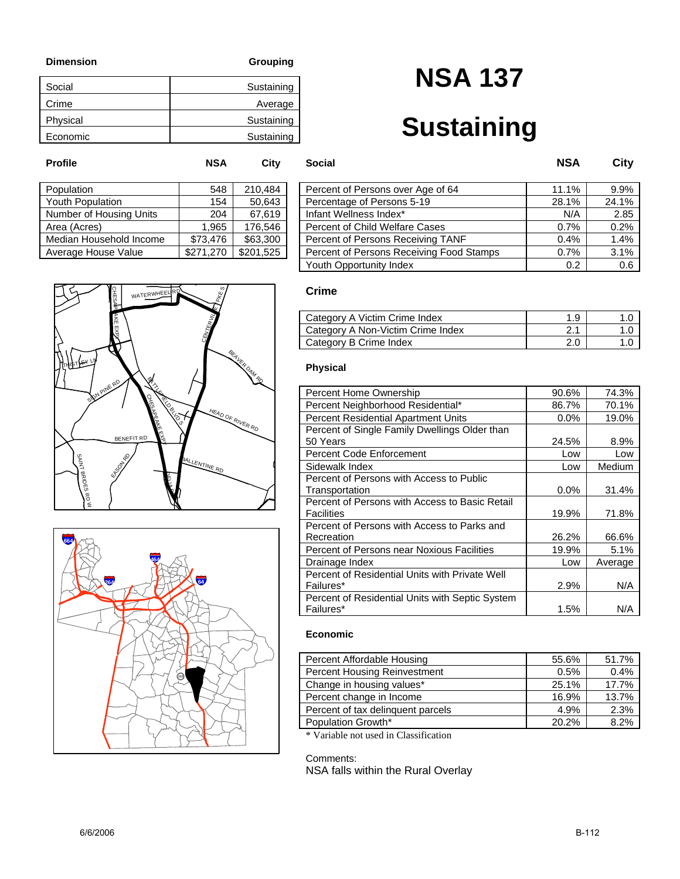# NSA 137

# Sustaining

| Dimension | Grouping |
|---|---|
| Social | Sustaining |
| Crime | Average |
| Physical | Sustaining |
| Economic | Sustaining |

| Profile | NSA | City |
|---|---|---|
| Population | 548 | 210,484 |
| Youth Population | 154 | 50,643 |
| Number of Housing Units | 204 | 67,619 |
| Area (Acres) | 1,965 | 176,546 |
| Median Household Income | $73,476 | $63,300 |
| Average House Value | $271,270 | $201,525 |

| Social | NSA | City |
|---|---|---|
| Percent of Persons over Age of 64 | 11.1% | 9.9% |
| Percentage of Persons 5-19 | 28.1% | 24.1% |
| Infant Wellness Index* | N/A | 2.85 |
| Percent of Child Welfare Cases | 0.7% | 0.2% |
| Percent of Persons Receiving TANF | 0.4% | 1.4% |
| Percent of Persons Receiving Food Stamps | 0.7% | 3.1% |
| Youth Opportunity Index | 0.2 | 0.6 |

### Crime

| | NSA | City |
|---|---|---|
| Category A Victim Crime Index | 1.9 | 1.0 |
| Category A Non-Victim Crime Index | 2.1 | 1.0 |
| Category B Crime Index | 2.0 | 1.0 |

### Physical

| | NSA | City |
|---|---|---|
| Percent Home Ownership | 90.6% | 74.3% |
| Percent Neighborhood Residential* | 86.7% | 70.1% |
| Percent Residential Apartment Units | 0.0% | 19.0% |
| Percent of Single Family Dwellings Older than 50 Years | 24.5% | 8.9% |
| Percent Code Enforcement | Low | Low |
| Sidewalk Index | Low | Medium |
| Percent of Persons with Access to Public Transportation | 0.0% | 31.4% |
| Percent of Persons with Access to Basic Retail Facilities | 19.9% | 71.8% |
| Percent of Persons with Access to Parks and Recreation | 26.2% | 66.6% |
| Percent of Persons near Noxious Facilities | 19.9% | 5.1% |
| Drainage Index | Low | Average |
| Percent of Residential Units with Private Well Failures* | 2.9% | N/A |
| Percent of Residential Units with Septic System Failures* | 1.5% | N/A |

### Economic

| | NSA | City |
|---|---|---|
| Percent Affordable Housing | 55.6% | 51.7% |
| Percent Housing Reinvestment | 0.5% | 0.4% |
| Change in housing values* | 25.1% | 17.7% |
| Percent change in Income | 16.9% | 13.7% |
| Percent of tax delinquent parcels | 4.9% | 2.3% |
| Population Growth* | 20.2% | 8.2% |

\* Variable not used in Classification

Comments:
NSA falls within the Rural Overlay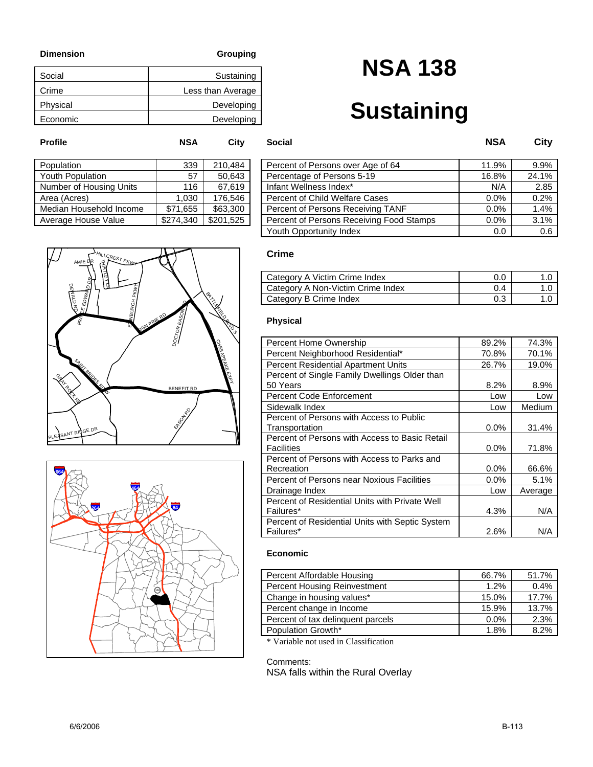# NSA 138

# Sustaining

| Dimension | Grouping |
| --- | --- |
| Social | Sustaining |
| Crime | Less than Average |
| Physical | Developing |
| Economic | Developing |

| Profile | NSA | City |
| --- | --- | --- |
| Population | 339 | 210,484 |
| Youth Population | 57 | 50,643 |
| Number of Housing Units | 116 | 67,619 |
| Area (Acres) | 1,030 | 176,546 |
| Median Household Income | $71,655 | $63,300 |
| Average House Value | $274,340 | $201,525 |

### Social

| Social | NSA | City |
| --- | --- | --- |
| Percent of Persons over Age of 64 | 11.9% | 9.9% |
| Percentage of Persons 5-19 | 16.8% | 24.1% |
| Infant Wellness Index* | N/A | 2.85 |
| Percent of Child Welfare Cases | 0.0% | 0.2% |
| Percent of Persons Receiving TANF | 0.0% | 1.4% |
| Percent of Persons Receiving Food Stamps | 0.0% | 3.1% |
| Youth Opportunity Index | 0.0 | 0.6 |

### Crime

| Crime | NSA | City |
| --- | --- | --- |
| Category A Victim Crime Index | 0.0 | 1.0 |
| Category A Non-Victim Crime Index | 0.4 | 1.0 |
| Category B Crime Index | 0.3 | 1.0 |

### Physical

| Physical | NSA | City |
| --- | --- | --- |
| Percent Home Ownership | 89.2% | 74.3% |
| Percent Neighborhood Residential* | 70.8% | 70.1% |
| Percent Residential Apartment Units | 26.7% | 19.0% |
| Percent of Single Family Dwellings Older than 50 Years | 8.2% | 8.9% |
| Percent Code Enforcement | Low | Low |
| Sidewalk Index | Low | Medium |
| Percent of Persons with Access to Public Transportation | 0.0% | 31.4% |
| Percent of Persons with Access to Basic Retail Facilities | 0.0% | 71.8% |
| Percent of Persons with Access to Parks and Recreation | 0.0% | 66.6% |
| Percent of Persons near Noxious Facilities | 0.0% | 5.1% |
| Drainage Index | Low | Average |
| Percent of Residential Units with Private Well Failures* | 4.3% | N/A |
| Percent of Residential Units with Septic System Failures* | 2.6% | N/A |

### Economic

| Economic | NSA | City |
| --- | --- | --- |
| Percent Affordable Housing | 66.7% | 51.7% |
| Percent Housing Reinvestment | 1.2% | 0.4% |
| Change in housing values* | 15.0% | 17.7% |
| Percent change in Income | 15.9% | 13.7% |
| Percent of tax delinquent parcels | 0.0% | 2.3% |
| Population Growth* | 1.8% | 8.2% |

* Variable not used in Classification

Comments:
NSA falls within the Rural Overlay

6/6/2006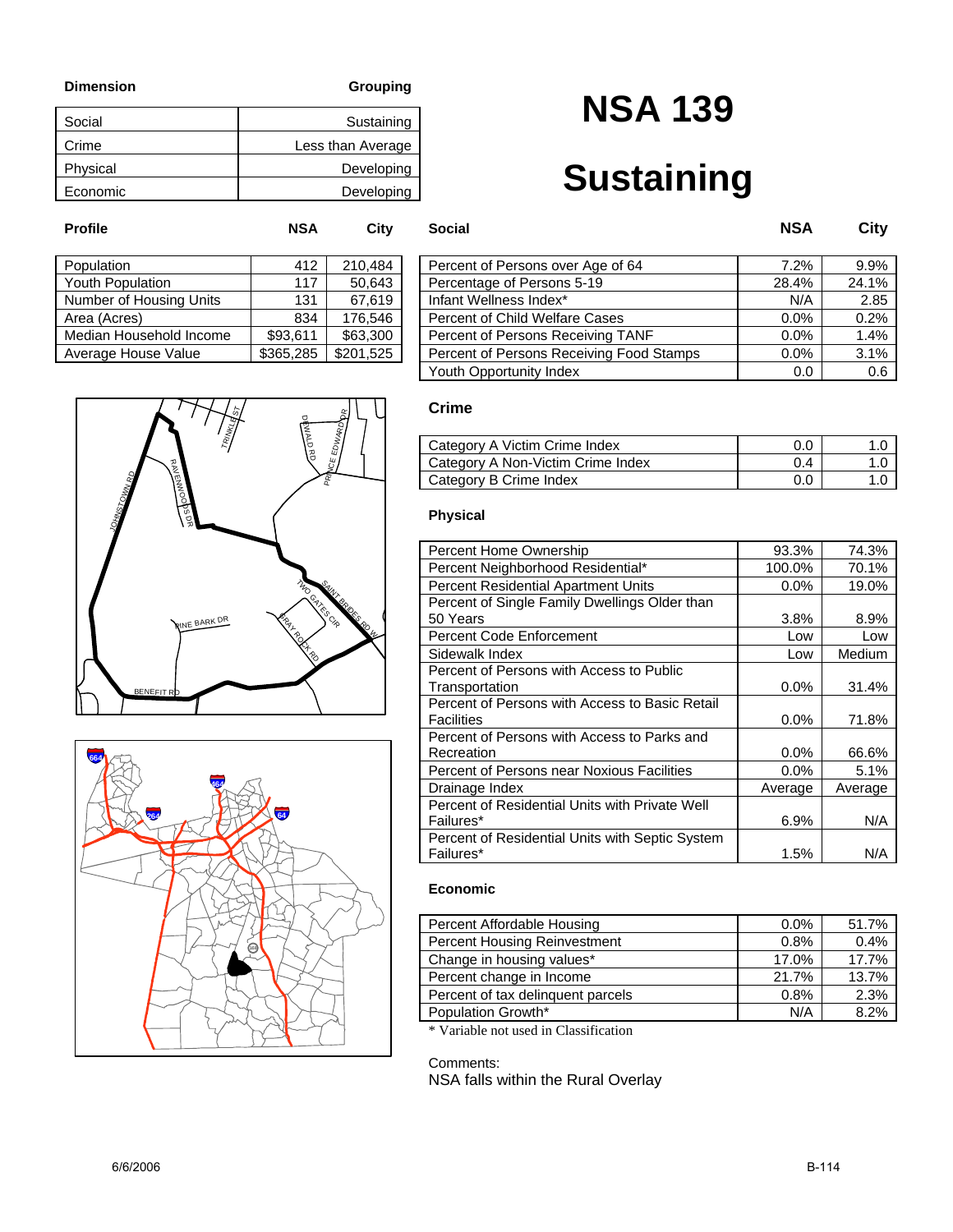# NSA 139

# Sustaining

| Dimension | Grouping |
|---|---|
| Social | Sustaining |
| Crime | Less than Average |
| Physical | Developing |
| Economic | Developing |

| Profile | NSA | City |
|---|---|---|
| Population | 412 | 210,484 |
| Youth Population | 117 | 50,643 |
| Number of Housing Units | 131 | 67,619 |
| Area (Acres) | 834 | 176,546 |
| Median Household Income | $93,611 | $63,300 |
| Average House Value | $365,285 | $201,525 |

JOHNSTOWN RD
TRINKLE ST
DEWALD RD
PRINCE EDWARD DR
RAVENWOODS DR
TWO GATES CIR
SAINT BRIDES RD W
PINE BARK DR
GRAY ROCK RD
BENEFIT RD

664
464
264
64
168

| Social | NSA | City |
|---|---|---|
| Percent of Persons over Age of 64 | 7.2% | 9.9% |
| Percentage of Persons 5-19 | 28.4% | 24.1% |
| Infant Wellness Index* | N/A | 2.85 |
| Percent of Child Welfare Cases | 0.0% | 0.2% |
| Percent of Persons Receiving TANF | 0.0% | 1.4% |
| Percent of Persons Receiving Food Stamps | 0.0% | 3.1% |
| Youth Opportunity Index | 0.0 | 0.6 |

## Crime

| | | |
|---|---|---|
| Category A Victim Crime Index | 0.0 | 1.0 |
| Category A Non-Victim Crime Index | 0.4 | 1.0 |
| Category B Crime Index | 0.0 | 1.0 |

## Physical

| | | |
|---|---|---|
| Percent Home Ownership | 93.3% | 74.3% |
| Percent Neighborhood Residential* | 100.0% | 70.1% |
| Percent Residential Apartment Units | 0.0% | 19.0% |
| Percent of Single Family Dwellings Older than 50 Years | 3.8% | 8.9% |
| Percent Code Enforcement | Low | Low |
| Sidewalk Index | Low | Medium |
| Percent of Persons with Access to Public Transportation | 0.0% | 31.4% |
| Percent of Persons with Access to Basic Retail Facilities | 0.0% | 71.8% |
| Percent of Persons with Access to Parks and Recreation | 0.0% | 66.6% |
| Percent of Persons near Noxious Facilities | 0.0% | 5.1% |
| Drainage Index | Average | Average |
| Percent of Residential Units with Private Well Failures* | 6.9% | N/A |
| Percent of Residential Units with Septic System Failures* | 1.5% | N/A |

## Economic

| | | |
|---|---|---|
| Percent Affordable Housing | 0.0% | 51.7% |
| Percent Housing Reinvestment | 0.8% | 0.4% |
| Change in housing values* | 17.0% | 17.7% |
| Percent change in Income | 21.7% | 13.7% |
| Percent of tax delinquent parcels | 0.8% | 2.3% |
| Population Growth* | N/A | 8.2% |

\* Variable not used in Classification

Comments:
NSA falls within the Rural Overlay